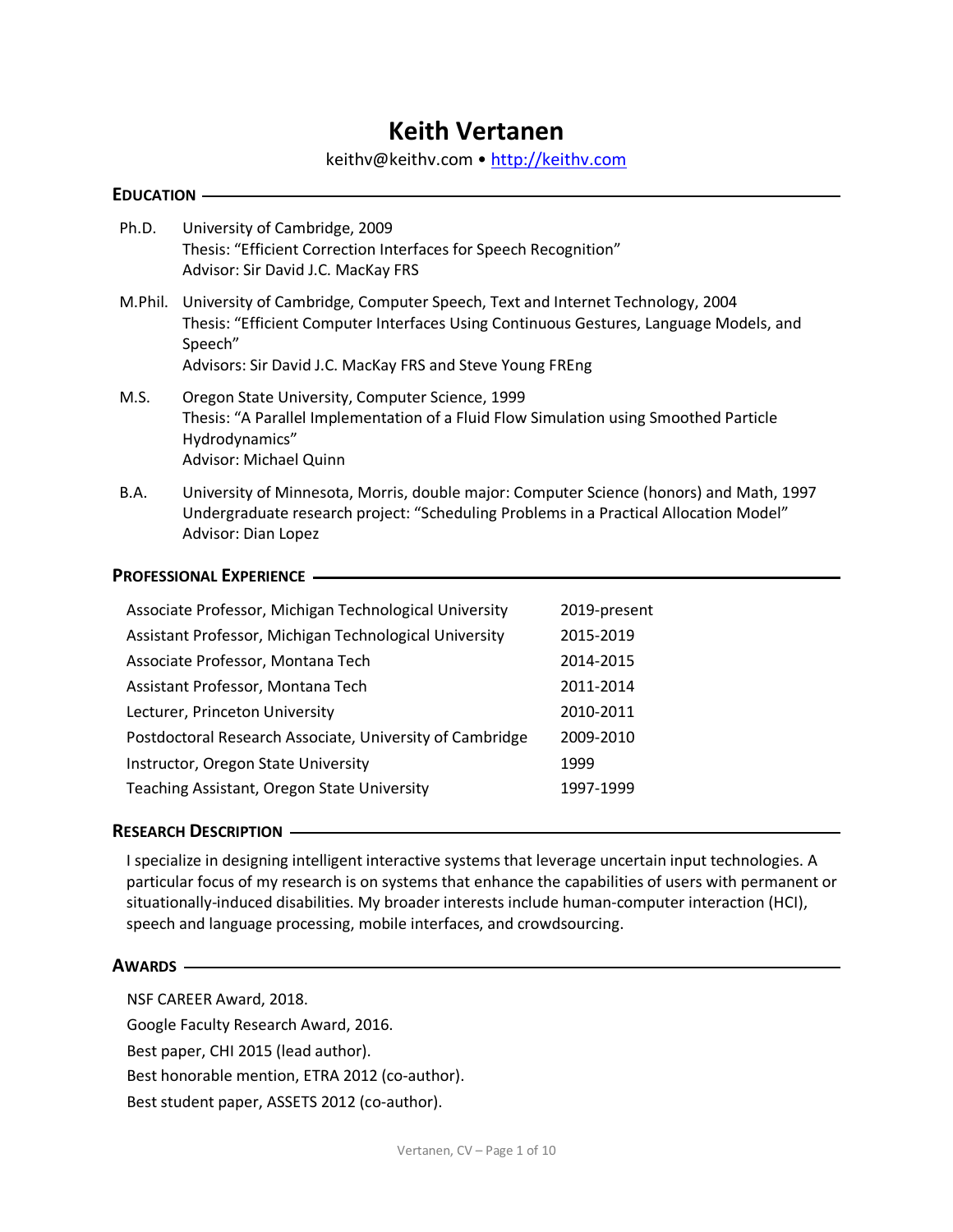# Keith Vertanen

keithv@keithv.com • [http://keithv.com](http://keithv.com)

## Education

**Ph.D.** University of Cambridge, 2009
Thesis: "Efficient Correction Interfaces for Speech Recognition"
Advisor: Sir David J.C. MacKay FRS

**M.Phil.** University of Cambridge, Computer Speech, Text and Internet Technology, 2004
Thesis: "Efficient Computer Interfaces Using Continuous Gestures, Language Models, and Speech"
Advisors: Sir David J.C. MacKay FRS and Steve Young FREng

**M.S.** Oregon State University, Computer Science, 1999
Thesis: "A Parallel Implementation of a Fluid Flow Simulation using Smoothed Particle Hydrodynamics"
Advisor: Michael Quinn

**B.A.** University of Minnesota, Morris, double major: Computer Science (honors) and Math, 1997
Undergraduate research project: "Scheduling Problems in a Practical Allocation Model"
Advisor: Dian Lopez

## Professional Experience

| | |
|---|---|
| Associate Professor, Michigan Technological University | 2019-present |
| Assistant Professor, Michigan Technological University | 2015-2019 |
| Associate Professor, Montana Tech | 2014-2015 |
| Assistant Professor, Montana Tech | 2011-2014 |
| Lecturer, Princeton University | 2010-2011 |
| Postdoctoral Research Associate, University of Cambridge | 2009-2010 |
| Instructor, Oregon State University | 1999 |
| Teaching Assistant, Oregon State University | 1997-1999 |

## Research Description

I specialize in designing intelligent interactive systems that leverage uncertain input technologies. A particular focus of my research is on systems that enhance the capabilities of users with permanent or situationally-induced disabilities. My broader interests include human-computer interaction (HCI), speech and language processing, mobile interfaces, and crowdsourcing.

## Awards

NSF CAREER Award, 2018.

Google Faculty Research Award, 2016.

Best paper, CHI 2015 (lead author).

Best honorable mention, ETRA 2012 (co-author).

Best student paper, ASSETS 2012 (co-author).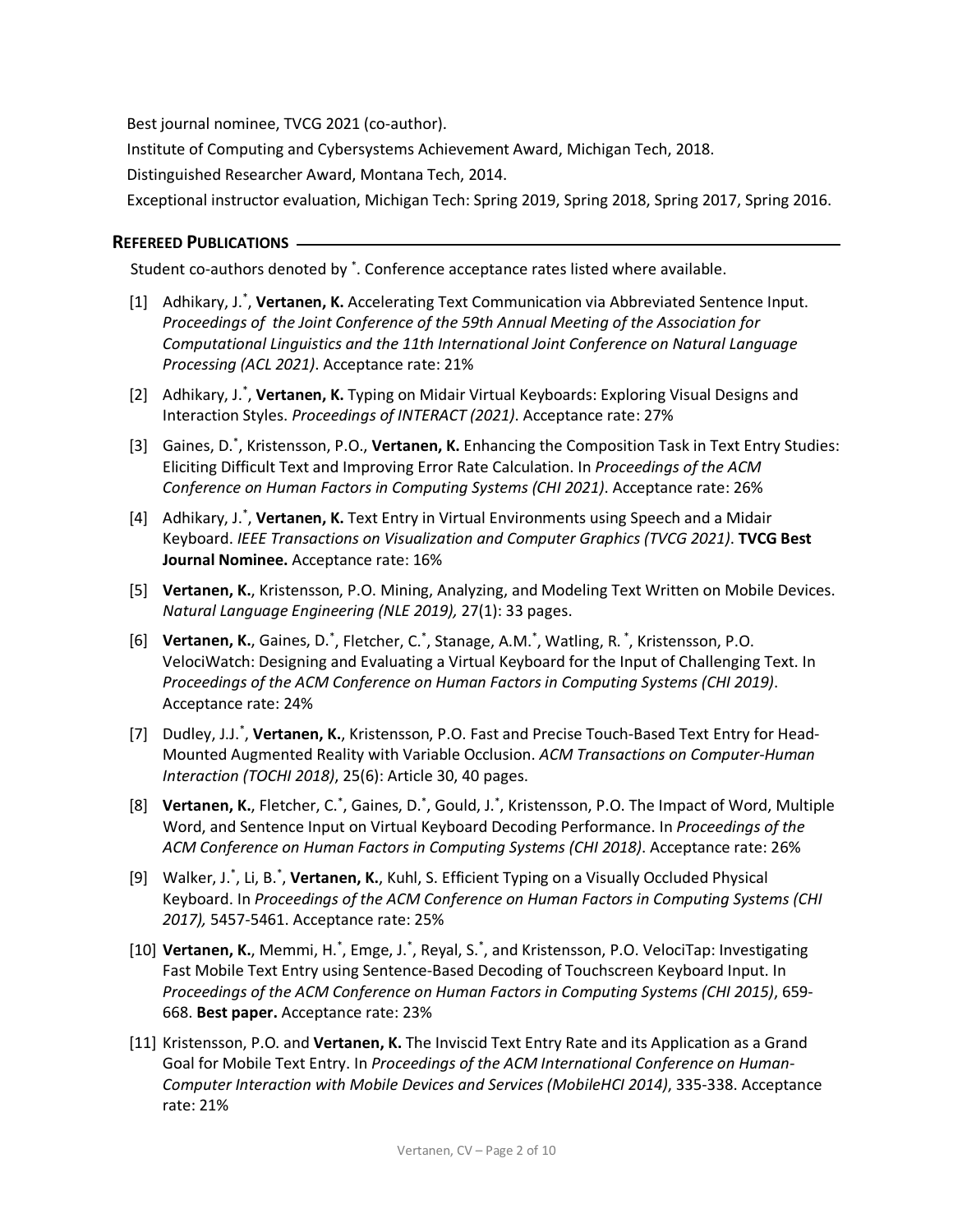Best journal nominee, TVCG 2021 (co-author).

Institute of Computing and Cybersystems Achievement Award, Michigan Tech, 2018.

Distinguished Researcher Award, Montana Tech, 2014.

Exceptional instructor evaluation, Michigan Tech: Spring 2019, Spring 2018, Spring 2017, Spring 2016.

## REFEREED PUBLICATIONS

Student co-authors denoted by *. Conference acceptance rates listed where available.

[1] Adhikary, J.*, **Vertanen, K.** Accelerating Text Communication via Abbreviated Sentence Input. *Proceedings of the Joint Conference of the 59th Annual Meeting of the Association for Computational Linguistics and the 11th International Joint Conference on Natural Language Processing (ACL 2021)*. Acceptance rate: 21%

[2] Adhikary, J.*, **Vertanen, K.** Typing on Midair Virtual Keyboards: Exploring Visual Designs and Interaction Styles. *Proceedings of INTERACT (2021)*. Acceptance rate: 27%

[3] Gaines, D.*, Kristensson, P.O., **Vertanen, K.** Enhancing the Composition Task in Text Entry Studies: Eliciting Difficult Text and Improving Error Rate Calculation. In *Proceedings of the ACM Conference on Human Factors in Computing Systems (CHI 2021)*. Acceptance rate: 26%

[4] Adhikary, J.*, **Vertanen, K.** Text Entry in Virtual Environments using Speech and a Midair Keyboard. *IEEE Transactions on Visualization and Computer Graphics (TVCG 2021)*. **TVCG Best Journal Nominee.** Acceptance rate: 16%

[5] **Vertanen, K.**, Kristensson, P.O. Mining, Analyzing, and Modeling Text Written on Mobile Devices. *Natural Language Engineering (NLE 2019),* 27(1): 33 pages.

[6] **Vertanen, K.**, Gaines, D.*, Fletcher, C.*, Stanage, A.M.*, Watling, R. *, Kristensson, P.O. VelociWatch: Designing and Evaluating a Virtual Keyboard for the Input of Challenging Text. In *Proceedings of the ACM Conference on Human Factors in Computing Systems (CHI 2019)*. Acceptance rate: 24%

[7] Dudley, J.J.*, **Vertanen, K.**, Kristensson, P.O. Fast and Precise Touch-Based Text Entry for Head-Mounted Augmented Reality with Variable Occlusion. *ACM Transactions on Computer-Human Interaction (TOCHI 2018)*, 25(6): Article 30, 40 pages.

[8] **Vertanen, K.**, Fletcher, C.*, Gaines, D.*, Gould, J.*, Kristensson, P.O. The Impact of Word, Multiple Word, and Sentence Input on Virtual Keyboard Decoding Performance. In *Proceedings of the ACM Conference on Human Factors in Computing Systems (CHI 2018)*. Acceptance rate: 26%

[9] Walker, J.*, Li, B.*, **Vertanen, K.**, Kuhl, S. Efficient Typing on a Visually Occluded Physical Keyboard. In *Proceedings of the ACM Conference on Human Factors in Computing Systems (CHI 2017),* 5457-5461. Acceptance rate: 25%

[10] **Vertanen, K.**, Memmi, H.*, Emge, J.*, Reyal, S.*, and Kristensson, P.O. VelociTap: Investigating Fast Mobile Text Entry using Sentence-Based Decoding of Touchscreen Keyboard Input. In *Proceedings of the ACM Conference on Human Factors in Computing Systems (CHI 2015)*, 659-668. **Best paper.** Acceptance rate: 23%

[11] Kristensson, P.O. and **Vertanen, K.** The Inviscid Text Entry Rate and its Application as a Grand Goal for Mobile Text Entry. In *Proceedings of the ACM International Conference on Human-Computer Interaction with Mobile Devices and Services (MobileHCI 2014)*, 335-338. Acceptance rate: 21%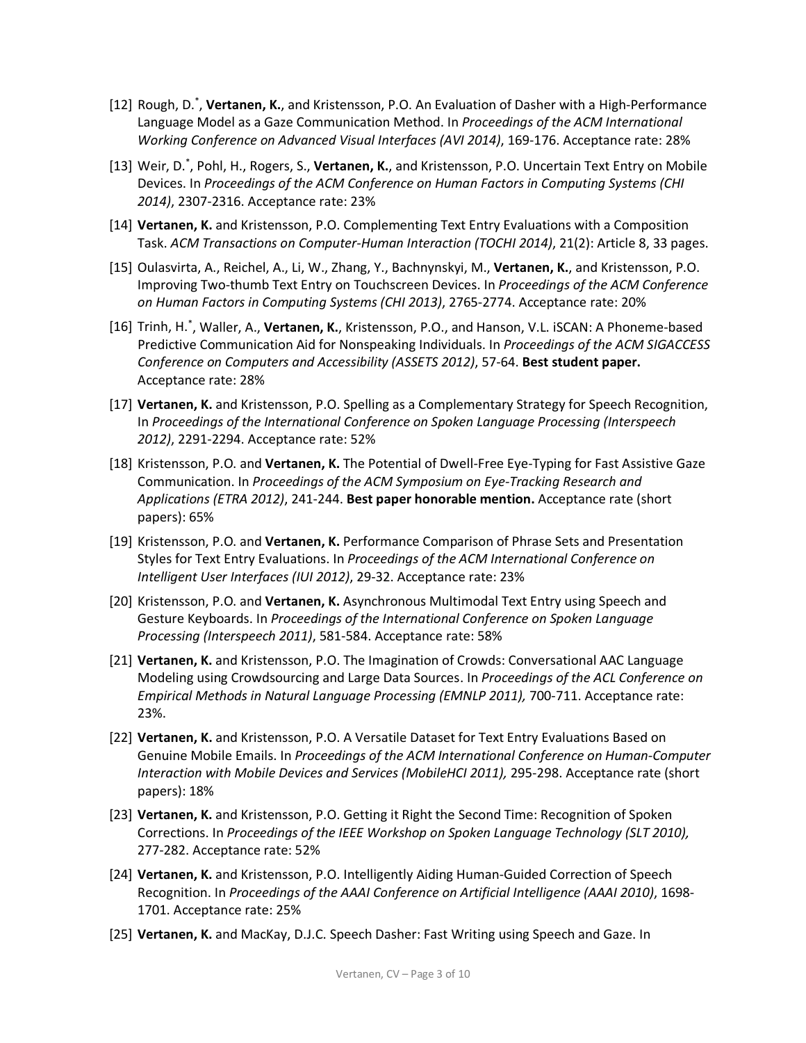[12] Rough, D.[*], **Vertanen, K.**, and Kristensson, P.O. An Evaluation of Dasher with a High-Performance Language Model as a Gaze Communication Method. In *Proceedings of the ACM International Working Conference on Advanced Visual Interfaces (AVI 2014)*, 169-176. Acceptance rate: 28%

[13] Weir, D.[*], Pohl, H., Rogers, S., **Vertanen, K.**, and Kristensson, P.O. Uncertain Text Entry on Mobile Devices. In *Proceedings of the ACM Conference on Human Factors in Computing Systems (CHI 2014)*, 2307-2316. Acceptance rate: 23%

[14] **Vertanen, K.** and Kristensson, P.O. Complementing Text Entry Evaluations with a Composition Task. *ACM Transactions on Computer-Human Interaction (TOCHI 2014)*, 21(2): Article 8, 33 pages.

[15] Oulasvirta, A., Reichel, A., Li, W., Zhang, Y., Bachnynskyi, M., **Vertanen, K.**, and Kristensson, P.O. Improving Two-thumb Text Entry on Touchscreen Devices. In *Proceedings of the ACM Conference on Human Factors in Computing Systems (CHI 2013)*, 2765-2774. Acceptance rate: 20%

[16] Trinh, H.[*], Waller, A., **Vertanen, K.**, Kristensson, P.O., and Hanson, V.L. iSCAN: A Phoneme-based Predictive Communication Aid for Nonspeaking Individuals. In *Proceedings of the ACM SIGACCESS Conference on Computers and Accessibility (ASSETS 2012)*, 57-64. **Best student paper.** Acceptance rate: 28%

[17] **Vertanen, K.** and Kristensson, P.O. Spelling as a Complementary Strategy for Speech Recognition, In *Proceedings of the International Conference on Spoken Language Processing (Interspeech 2012)*, 2291-2294. Acceptance rate: 52%

[18] Kristensson, P.O. and **Vertanen, K.** The Potential of Dwell-Free Eye-Typing for Fast Assistive Gaze Communication. In *Proceedings of the ACM Symposium on Eye-Tracking Research and Applications (ETRA 2012)*, 241-244. **Best paper honorable mention.** Acceptance rate (short papers): 65%

[19] Kristensson, P.O. and **Vertanen, K.** Performance Comparison of Phrase Sets and Presentation Styles for Text Entry Evaluations. In *Proceedings of the ACM International Conference on Intelligent User Interfaces (IUI 2012)*, 29-32. Acceptance rate: 23%

[20] Kristensson, P.O. and **Vertanen, K.** Asynchronous Multimodal Text Entry using Speech and Gesture Keyboards. In *Proceedings of the International Conference on Spoken Language Processing (Interspeech 2011)*, 581-584. Acceptance rate: 58%

[21] **Vertanen, K.** and Kristensson, P.O. The Imagination of Crowds: Conversational AAC Language Modeling using Crowdsourcing and Large Data Sources. In *Proceedings of the ACL Conference on Empirical Methods in Natural Language Processing (EMNLP 2011),* 700-711. Acceptance rate: 23%.

[22] **Vertanen, K.** and Kristensson, P.O. A Versatile Dataset for Text Entry Evaluations Based on Genuine Mobile Emails. In *Proceedings of the ACM International Conference on Human-Computer Interaction with Mobile Devices and Services (MobileHCI 2011),* 295-298. Acceptance rate (short papers): 18%

[23] **Vertanen, K.** and Kristensson, P.O. Getting it Right the Second Time: Recognition of Spoken Corrections. In *Proceedings of the IEEE Workshop on Spoken Language Technology (SLT 2010),* 277-282. Acceptance rate: 52%

[24] **Vertanen, K.** and Kristensson, P.O. Intelligently Aiding Human-Guided Correction of Speech Recognition. In *Proceedings of the AAAI Conference on Artificial Intelligence (AAAI 2010)*, 1698-1701. Acceptance rate: 25%

[25] **Vertanen, K.** and MacKay, D.J.C. Speech Dasher: Fast Writing using Speech and Gaze. In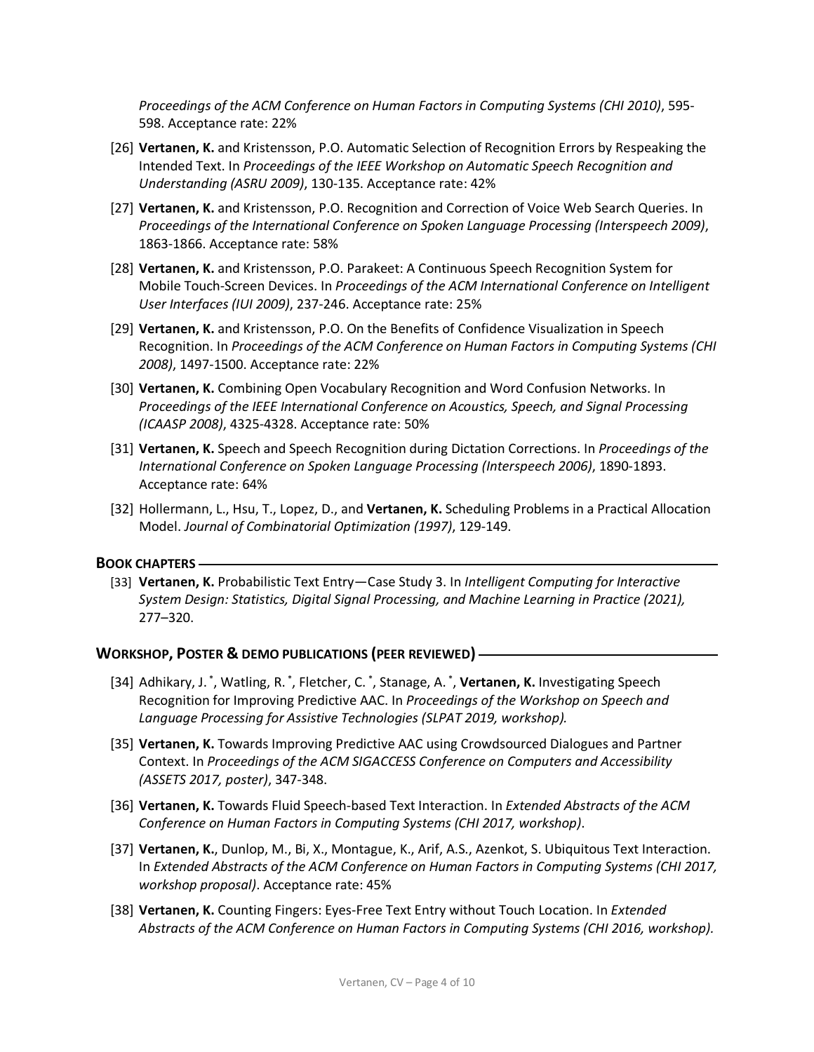*Proceedings of the ACM Conference on Human Factors in Computing Systems (CHI 2010)*, 595-598. Acceptance rate: 22%

[26] **Vertanen, K.** and Kristensson, P.O. Automatic Selection of Recognition Errors by Respeaking the Intended Text. In *Proceedings of the IEEE Workshop on Automatic Speech Recognition and Understanding (ASRU 2009)*, 130-135. Acceptance rate: 42%

[27] **Vertanen, K.** and Kristensson, P.O. Recognition and Correction of Voice Web Search Queries. In *Proceedings of the International Conference on Spoken Language Processing (Interspeech 2009)*, 1863-1866. Acceptance rate: 58%

[28] **Vertanen, K.** and Kristensson, P.O. Parakeet: A Continuous Speech Recognition System for Mobile Touch-Screen Devices. In *Proceedings of the ACM International Conference on Intelligent User Interfaces (IUI 2009)*, 237-246. Acceptance rate: 25%

[29] **Vertanen, K.** and Kristensson, P.O. On the Benefits of Confidence Visualization in Speech Recognition. In *Proceedings of the ACM Conference on Human Factors in Computing Systems (CHI 2008)*, 1497-1500. Acceptance rate: 22%

[30] **Vertanen, K.** Combining Open Vocabulary Recognition and Word Confusion Networks. In *Proceedings of the IEEE International Conference on Acoustics, Speech, and Signal Processing (ICAASP 2008)*, 4325-4328. Acceptance rate: 50%

[31] **Vertanen, K.** Speech and Speech Recognition during Dictation Corrections. In *Proceedings of the International Conference on Spoken Language Processing (Interspeech 2006)*, 1890-1893. Acceptance rate: 64%

[32] Hollermann, L., Hsu, T., Lopez, D., and **Vertanen, K.** Scheduling Problems in a Practical Allocation Model. *Journal of Combinatorial Optimization (1997)*, 129-149.

## BOOK CHAPTERS

[33] **Vertanen, K.** Probabilistic Text Entry—Case Study 3. In *Intelligent Computing for Interactive System Design: Statistics, Digital Signal Processing, and Machine Learning in Practice (2021),* 277–320.

## WORKSHOP, POSTER & DEMO PUBLICATIONS (PEER REVIEWED)

[34] Adhikary, J.*, Watling, R.*, Fletcher, C.*, Stanage, A.*, **Vertanen, K.** Investigating Speech Recognition for Improving Predictive AAC. In *Proceedings of the Workshop on Speech and Language Processing for Assistive Technologies (SLPAT 2019, workshop).*

[35] **Vertanen, K.** Towards Improving Predictive AAC using Crowdsourced Dialogues and Partner Context. In *Proceedings of the ACM SIGACCESS Conference on Computers and Accessibility (ASSETS 2017, poster)*, 347-348.

[36] **Vertanen, K.** Towards Fluid Speech-based Text Interaction. In *Extended Abstracts of the ACM Conference on Human Factors in Computing Systems (CHI 2017, workshop)*.

[37] **Vertanen, K.**, Dunlop, M., Bi, X., Montague, K., Arif, A.S., Azenkot, S. Ubiquitous Text Interaction. In *Extended Abstracts of the ACM Conference on Human Factors in Computing Systems (CHI 2017, workshop proposal)*. Acceptance rate: 45%

[38] **Vertanen, K.** Counting Fingers: Eyes-Free Text Entry without Touch Location. In *Extended Abstracts of the ACM Conference on Human Factors in Computing Systems (CHI 2016, workshop).*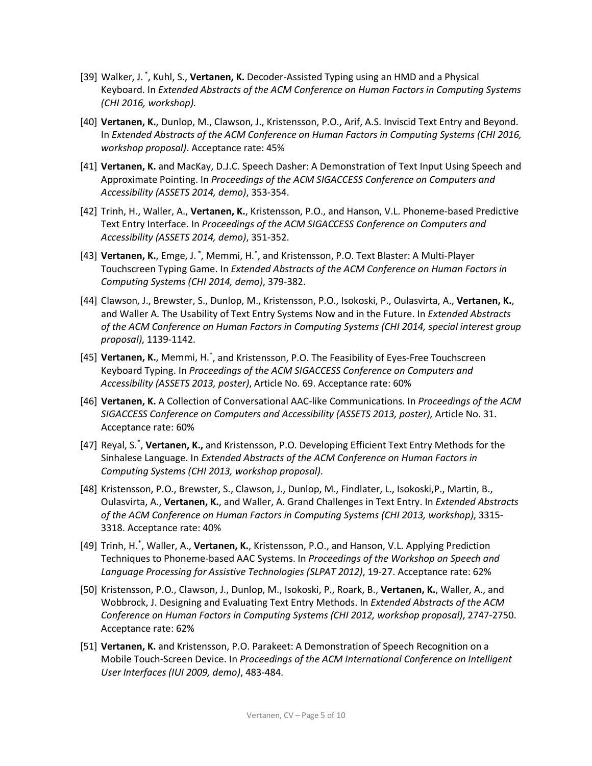[39] Walker, J. [*], Kuhl, S., **Vertanen, K.** Decoder-Assisted Typing using an HMD and a Physical Keyboard. In *Extended Abstracts of the ACM Conference on Human Factors in Computing Systems (CHI 2016, workshop).*

[40] **Vertanen, K.**, Dunlop, M., Clawson, J., Kristensson, P.O., Arif, A.S. Inviscid Text Entry and Beyond. In *Extended Abstracts of the ACM Conference on Human Factors in Computing Systems (CHI 2016, workshop proposal)*. Acceptance rate: 45%

[41] **Vertanen, K.** and MacKay, D.J.C. Speech Dasher: A Demonstration of Text Input Using Speech and Approximate Pointing. In *Proceedings of the ACM SIGACCESS Conference on Computers and Accessibility (ASSETS 2014, demo)*, 353-354.

[42] Trinh, H., Waller, A., **Vertanen, K.**, Kristensson, P.O., and Hanson, V.L. Phoneme-based Predictive Text Entry Interface. In *Proceedings of the ACM SIGACCESS Conference on Computers and Accessibility (ASSETS 2014, demo)*, 351-352.

[43] **Vertanen, K.**, Emge, J. [*], Memmi, H.[*], and Kristensson, P.O. Text Blaster: A Multi-Player Touchscreen Typing Game. In *Extended Abstracts of the ACM Conference on Human Factors in Computing Systems (CHI 2014, demo)*, 379-382.

[44] Clawson, J., Brewster, S., Dunlop, M., Kristensson, P.O., Isokoski, P., Oulasvirta, A., **Vertanen, K.**, and Waller A. The Usability of Text Entry Systems Now and in the Future. In *Extended Abstracts of the ACM Conference on Human Factors in Computing Systems (CHI 2014, special interest group proposal)*, 1139-1142.

[45] **Vertanen, K.**, Memmi, H.[*], and Kristensson, P.O. The Feasibility of Eyes-Free Touchscreen Keyboard Typing. In *Proceedings of the ACM SIGACCESS Conference on Computers and Accessibility (ASSETS 2013, poster)*, Article No. 69. Acceptance rate: 60%

[46] **Vertanen, K.** A Collection of Conversational AAC-like Communications. In *Proceedings of the ACM SIGACCESS Conference on Computers and Accessibility (ASSETS 2013, poster),* Article No. 31. Acceptance rate: 60%

[47] Reyal, S.[*], **Vertanen, K.,** and Kristensson, P.O. Developing Efficient Text Entry Methods for the Sinhalese Language. In *Extended Abstracts of the ACM Conference on Human Factors in Computing Systems (CHI 2013, workshop proposal)*.

[48] Kristensson, P.O., Brewster, S., Clawson, J., Dunlop, M., Findlater, L., Isokoski,P., Martin, B., Oulasvirta, A., **Vertanen, K.**, and Waller, A. Grand Challenges in Text Entry. In *Extended Abstracts of the ACM Conference on Human Factors in Computing Systems (CHI 2013, workshop)*, 3315-3318. Acceptance rate: 40%

[49] Trinh, H.[*], Waller, A., **Vertanen, K.**, Kristensson, P.O., and Hanson, V.L. Applying Prediction Techniques to Phoneme-based AAC Systems. In *Proceedings of the Workshop on Speech and Language Processing for Assistive Technologies (SLPAT 2012)*, 19-27. Acceptance rate: 62%

[50] Kristensson, P.O., Clawson, J., Dunlop, M., Isokoski, P., Roark, B., **Vertanen, K.**, Waller, A., and Wobbrock, J. Designing and Evaluating Text Entry Methods. In *Extended Abstracts of the ACM Conference on Human Factors in Computing Systems (CHI 2012, workshop proposal)*, 2747-2750. Acceptance rate: 62%

[51] **Vertanen, K.** and Kristensson, P.O. Parakeet: A Demonstration of Speech Recognition on a Mobile Touch-Screen Device. In *Proceedings of the ACM International Conference on Intelligent User Interfaces (IUI 2009, demo)*, 483-484.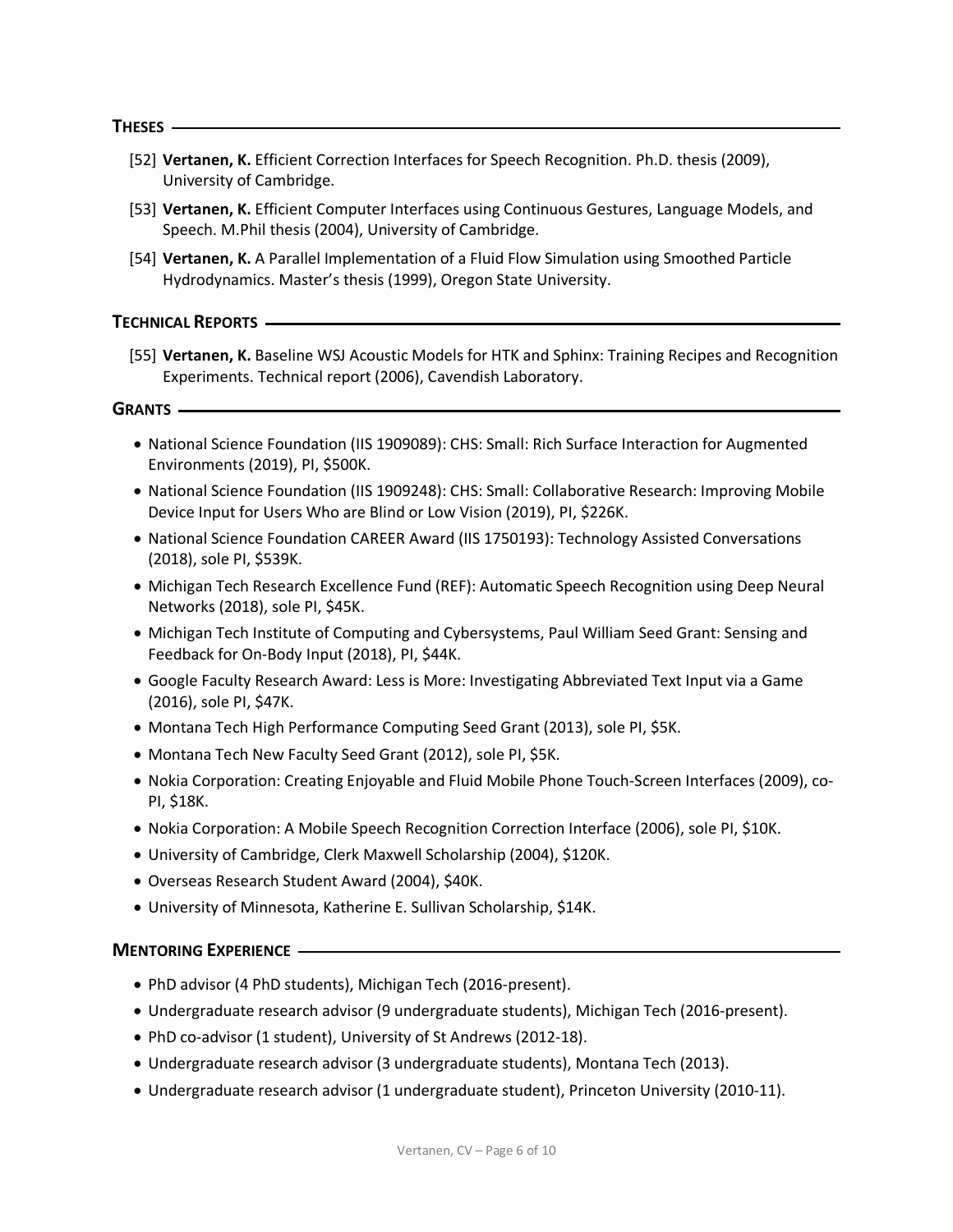## THESES

[52] **Vertanen, K.** Efficient Correction Interfaces for Speech Recognition. Ph.D. thesis (2009), University of Cambridge.

[53] **Vertanen, K.** Efficient Computer Interfaces using Continuous Gestures, Language Models, and Speech. M.Phil thesis (2004), University of Cambridge.

[54] **Vertanen, K.** A Parallel Implementation of a Fluid Flow Simulation using Smoothed Particle Hydrodynamics. Master's thesis (1999), Oregon State University.

## TECHNICAL REPORTS

[55] **Vertanen, K.** Baseline WSJ Acoustic Models for HTK and Sphinx: Training Recipes and Recognition Experiments. Technical report (2006), Cavendish Laboratory.

## GRANTS

- National Science Foundation (IIS 1909089): CHS: Small: Rich Surface Interaction for Augmented Environments (2019), PI, $500K.
- National Science Foundation (IIS 1909248): CHS: Small: Collaborative Research: Improving Mobile Device Input for Users Who are Blind or Low Vision (2019), PI, $226K.
- National Science Foundation CAREER Award (IIS 1750193): Technology Assisted Conversations (2018), sole PI, $539K.
- Michigan Tech Research Excellence Fund (REF): Automatic Speech Recognition using Deep Neural Networks (2018), sole PI, $45K.
- Michigan Tech Institute of Computing and Cybersystems, Paul William Seed Grant: Sensing and Feedback for On-Body Input (2018), PI, $44K.
- Google Faculty Research Award: Less is More: Investigating Abbreviated Text Input via a Game (2016), sole PI, $47K.
- Montana Tech High Performance Computing Seed Grant (2013), sole PI, $5K.
- Montana Tech New Faculty Seed Grant (2012), sole PI, $5K.
- Nokia Corporation: Creating Enjoyable and Fluid Mobile Phone Touch-Screen Interfaces (2009), co-PI, $18K.
- Nokia Corporation: A Mobile Speech Recognition Correction Interface (2006), sole PI, $10K.
- University of Cambridge, Clerk Maxwell Scholarship (2004), $120K.
- Overseas Research Student Award (2004), $40K.
- University of Minnesota, Katherine E. Sullivan Scholarship, $14K.

## MENTORING EXPERIENCE

- PhD advisor (4 PhD students), Michigan Tech (2016-present).
- Undergraduate research advisor (9 undergraduate students), Michigan Tech (2016-present).
- PhD co-advisor (1 student), University of St Andrews (2012-18).
- Undergraduate research advisor (3 undergraduate students), Montana Tech (2013).
- Undergraduate research advisor (1 undergraduate student), Princeton University (2010-11).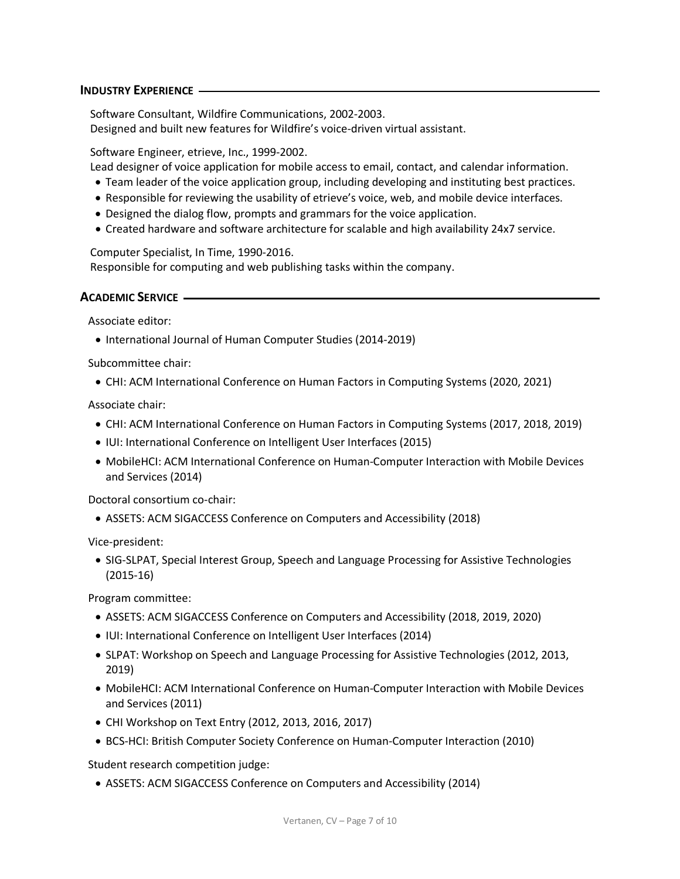## Industry Experience

Software Consultant, Wildfire Communications, 2002-2003.
Designed and built new features for Wildfire's voice-driven virtual assistant.

Software Engineer, etrieve, Inc., 1999-2002.
Lead designer of voice application for mobile access to email, contact, and calendar information.

- Team leader of the voice application group, including developing and instituting best practices.
- Responsible for reviewing the usability of etrieve's voice, web, and mobile device interfaces.
- Designed the dialog flow, prompts and grammars for the voice application.
- Created hardware and software architecture for scalable and high availability 24x7 service.

Computer Specialist, In Time, 1990-2016.
Responsible for computing and web publishing tasks within the company.

## Academic Service

Associate editor:

- International Journal of Human Computer Studies (2014-2019)

Subcommittee chair:

- CHI: ACM International Conference on Human Factors in Computing Systems (2020, 2021)

Associate chair:

- CHI: ACM International Conference on Human Factors in Computing Systems (2017, 2018, 2019)
- IUI: International Conference on Intelligent User Interfaces (2015)
- MobileHCI: ACM International Conference on Human-Computer Interaction with Mobile Devices and Services (2014)

Doctoral consortium co-chair:

- ASSETS: ACM SIGACCESS Conference on Computers and Accessibility (2018)

Vice-president:

- SIG-SLPAT, Special Interest Group, Speech and Language Processing for Assistive Technologies (2015-16)

Program committee:

- ASSETS: ACM SIGACCESS Conference on Computers and Accessibility (2018, 2019, 2020)
- IUI: International Conference on Intelligent User Interfaces (2014)
- SLPAT: Workshop on Speech and Language Processing for Assistive Technologies (2012, 2013, 2019)
- MobileHCI: ACM International Conference on Human-Computer Interaction with Mobile Devices and Services (2011)
- CHI Workshop on Text Entry (2012, 2013, 2016, 2017)
- BCS-HCI: British Computer Society Conference on Human-Computer Interaction (2010)

Student research competition judge:

- ASSETS: ACM SIGACCESS Conference on Computers and Accessibility (2014)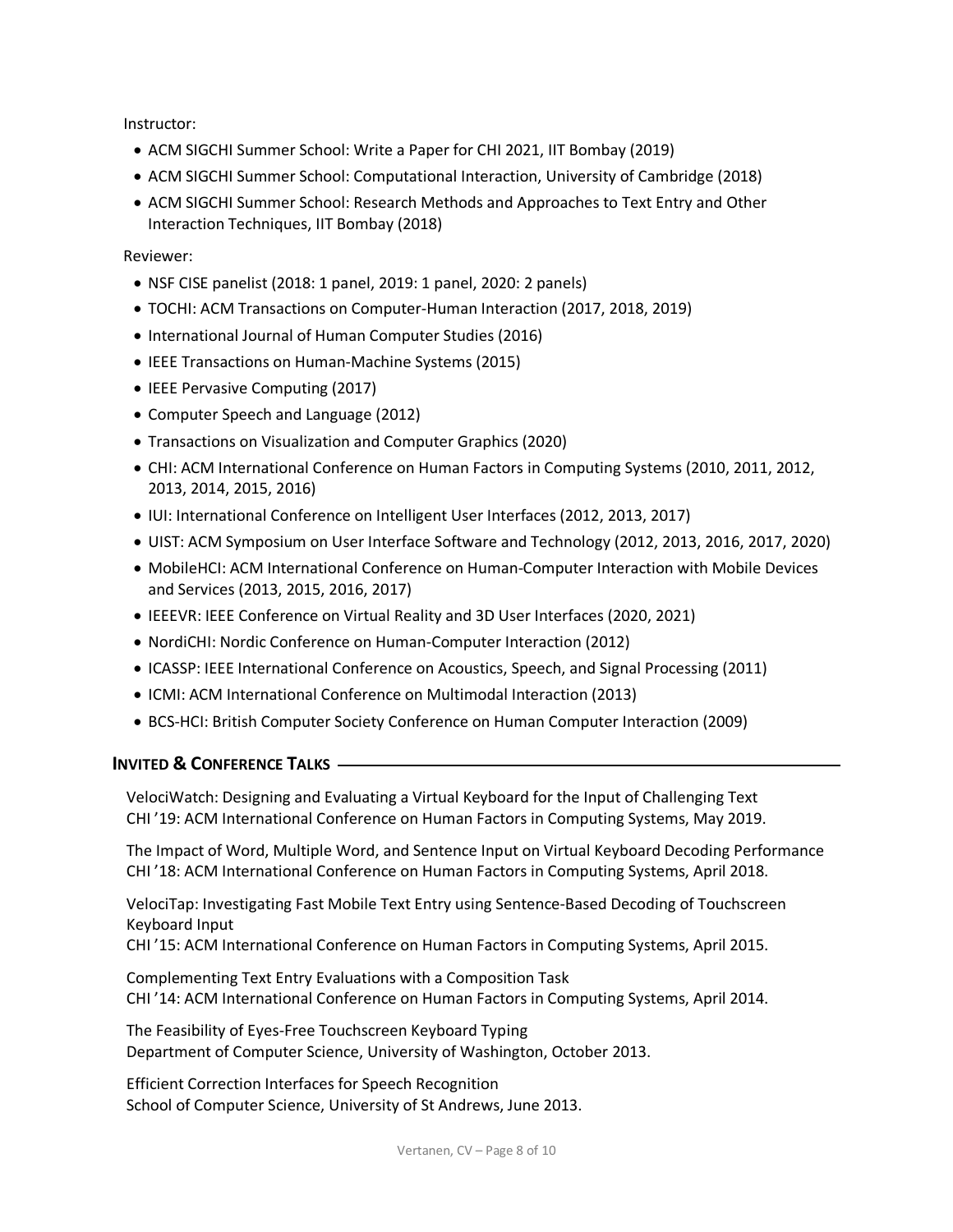Instructor:

- ACM SIGCHI Summer School: Write a Paper for CHI 2021, IIT Bombay (2019)
- ACM SIGCHI Summer School: Computational Interaction, University of Cambridge (2018)
- ACM SIGCHI Summer School: Research Methods and Approaches to Text Entry and Other Interaction Techniques, IIT Bombay (2018)

Reviewer:

- NSF CISE panelist (2018: 1 panel, 2019: 1 panel, 2020: 2 panels)
- TOCHI: ACM Transactions on Computer-Human Interaction (2017, 2018, 2019)
- International Journal of Human Computer Studies (2016)
- IEEE Transactions on Human-Machine Systems (2015)
- IEEE Pervasive Computing (2017)
- Computer Speech and Language (2012)
- Transactions on Visualization and Computer Graphics (2020)
- CHI: ACM International Conference on Human Factors in Computing Systems (2010, 2011, 2012, 2013, 2014, 2015, 2016)
- IUI: International Conference on Intelligent User Interfaces (2012, 2013, 2017)
- UIST: ACM Symposium on User Interface Software and Technology (2012, 2013, 2016, 2017, 2020)
- MobileHCI: ACM International Conference on Human-Computer Interaction with Mobile Devices and Services (2013, 2015, 2016, 2017)
- IEEEVR: IEEE Conference on Virtual Reality and 3D User Interfaces (2020, 2021)
- NordiCHI: Nordic Conference on Human-Computer Interaction (2012)
- ICASSP: IEEE International Conference on Acoustics, Speech, and Signal Processing (2011)
- ICMI: ACM International Conference on Multimodal Interaction (2013)
- BCS-HCI: British Computer Society Conference on Human Computer Interaction (2009)

## INVITED & CONFERENCE TALKS

VelociWatch: Designing and Evaluating a Virtual Keyboard for the Input of Challenging Text
CHI '19: ACM International Conference on Human Factors in Computing Systems, May 2019.

The Impact of Word, Multiple Word, and Sentence Input on Virtual Keyboard Decoding Performance
CHI '18: ACM International Conference on Human Factors in Computing Systems, April 2018.

VelociTap: Investigating Fast Mobile Text Entry using Sentence-Based Decoding of Touchscreen Keyboard Input
CHI '15: ACM International Conference on Human Factors in Computing Systems, April 2015.

Complementing Text Entry Evaluations with a Composition Task
CHI '14: ACM International Conference on Human Factors in Computing Systems, April 2014.

The Feasibility of Eyes-Free Touchscreen Keyboard Typing
Department of Computer Science, University of Washington, October 2013.

Efficient Correction Interfaces for Speech Recognition
School of Computer Science, University of St Andrews, June 2013.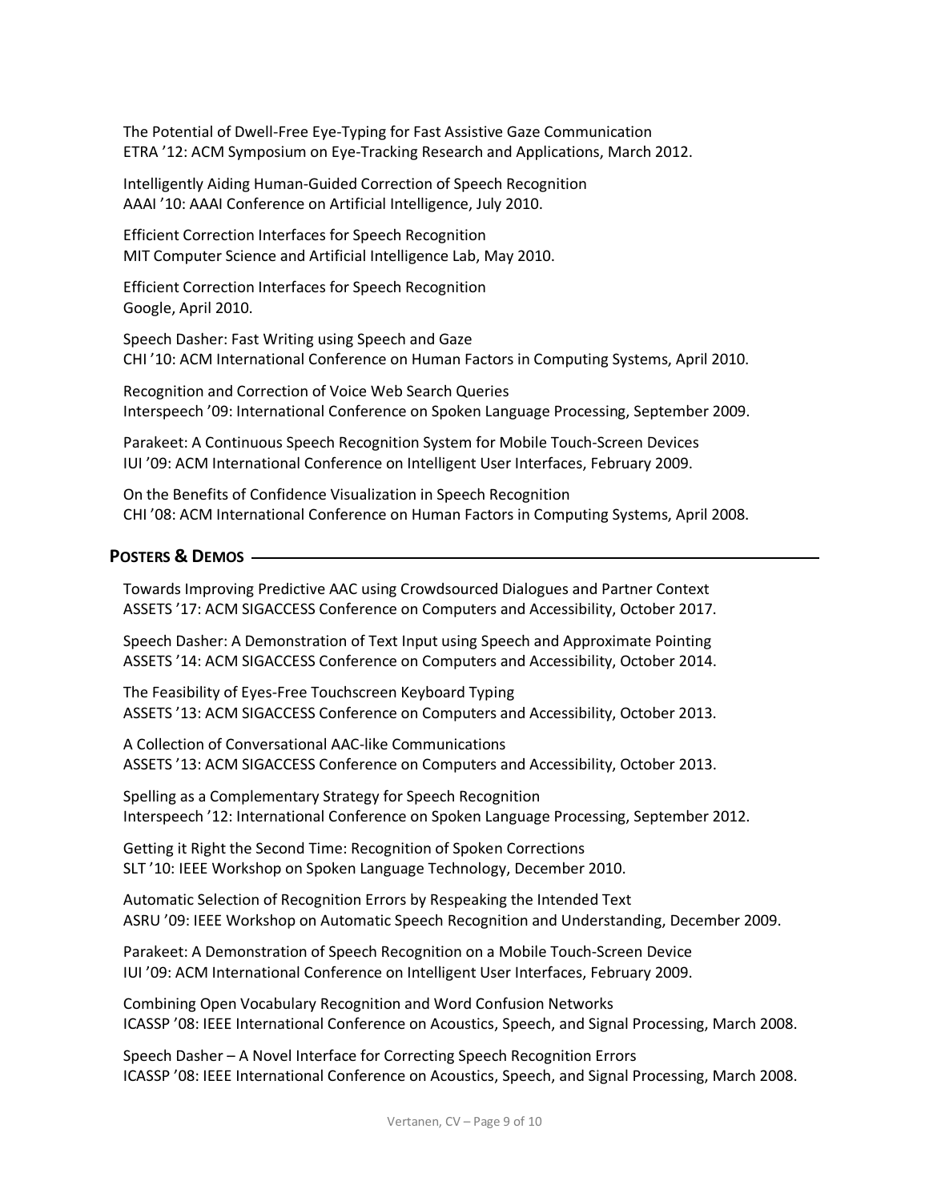The Potential of Dwell-Free Eye-Typing for Fast Assistive Gaze Communication
ETRA '12: ACM Symposium on Eye-Tracking Research and Applications, March 2012.

Intelligently Aiding Human-Guided Correction of Speech Recognition
AAAI '10: AAAI Conference on Artificial Intelligence, July 2010.

Efficient Correction Interfaces for Speech Recognition
MIT Computer Science and Artificial Intelligence Lab, May 2010.

Efficient Correction Interfaces for Speech Recognition
Google, April 2010.

Speech Dasher: Fast Writing using Speech and Gaze
CHI '10: ACM International Conference on Human Factors in Computing Systems, April 2010.

Recognition and Correction of Voice Web Search Queries
Interspeech '09: International Conference on Spoken Language Processing, September 2009.

Parakeet: A Continuous Speech Recognition System for Mobile Touch-Screen Devices
IUI '09: ACM International Conference on Intelligent User Interfaces, February 2009.

On the Benefits of Confidence Visualization in Speech Recognition
CHI '08: ACM International Conference on Human Factors in Computing Systems, April 2008.

## Posters & Demos

Towards Improving Predictive AAC using Crowdsourced Dialogues and Partner Context
ASSETS '17: ACM SIGACCESS Conference on Computers and Accessibility, October 2017.

Speech Dasher: A Demonstration of Text Input using Speech and Approximate Pointing
ASSETS '14: ACM SIGACCESS Conference on Computers and Accessibility, October 2014.

The Feasibility of Eyes-Free Touchscreen Keyboard Typing
ASSETS '13: ACM SIGACCESS Conference on Computers and Accessibility, October 2013.

A Collection of Conversational AAC-like Communications
ASSETS '13: ACM SIGACCESS Conference on Computers and Accessibility, October 2013.

Spelling as a Complementary Strategy for Speech Recognition
Interspeech '12: International Conference on Spoken Language Processing, September 2012.

Getting it Right the Second Time: Recognition of Spoken Corrections
SLT '10: IEEE Workshop on Spoken Language Technology, December 2010.

Automatic Selection of Recognition Errors by Respeaking the Intended Text
ASRU '09: IEEE Workshop on Automatic Speech Recognition and Understanding, December 2009.

Parakeet: A Demonstration of Speech Recognition on a Mobile Touch-Screen Device
IUI '09: ACM International Conference on Intelligent User Interfaces, February 2009.

Combining Open Vocabulary Recognition and Word Confusion Networks
ICASSP '08: IEEE International Conference on Acoustics, Speech, and Signal Processing, March 2008.

Speech Dasher – A Novel Interface for Correcting Speech Recognition Errors
ICASSP '08: IEEE International Conference on Acoustics, Speech, and Signal Processing, March 2008.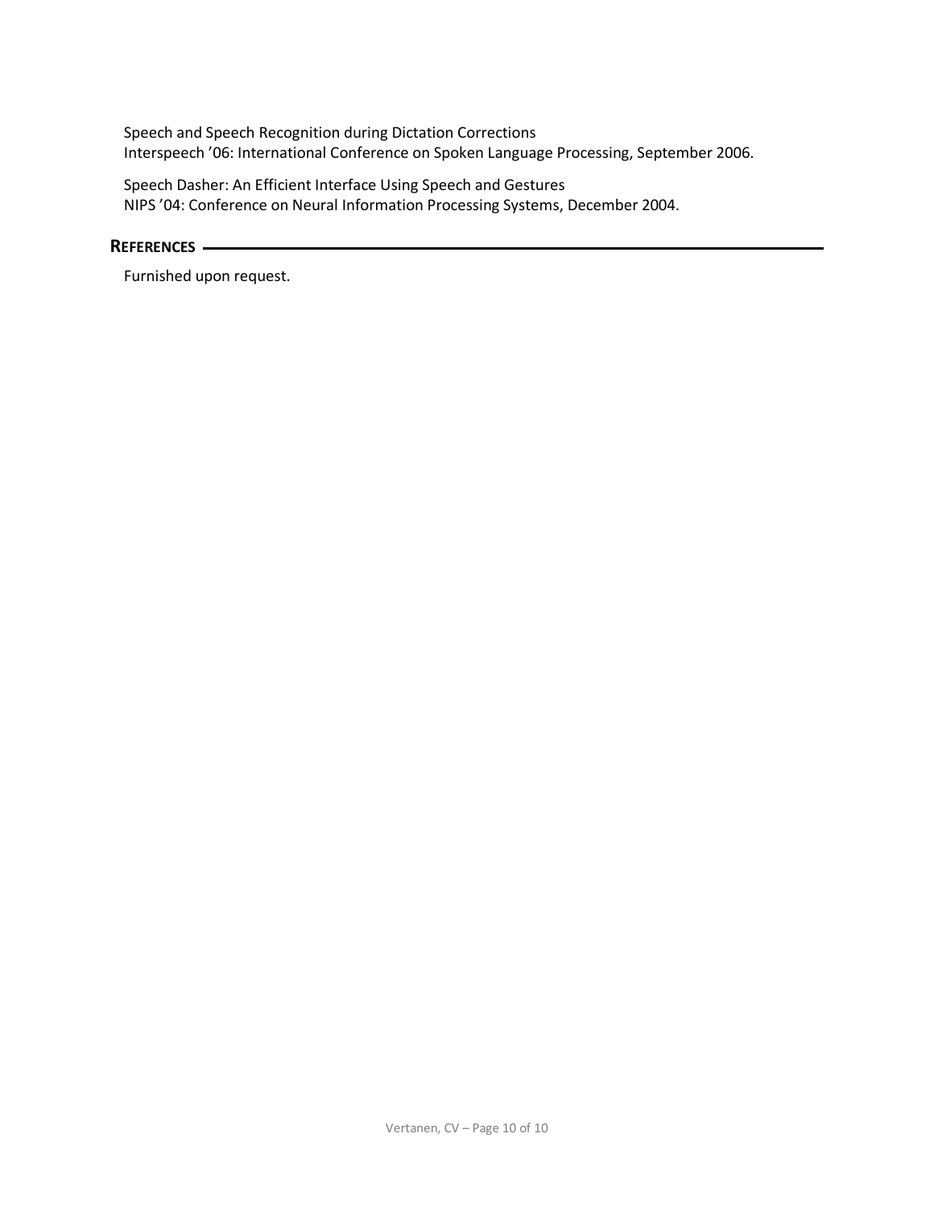Speech and Speech Recognition during Dictation Corrections
Interspeech '06: International Conference on Spoken Language Processing, September 2006.

Speech Dasher: An Efficient Interface Using Speech and Gestures
NIPS '04: Conference on Neural Information Processing Systems, December 2004.

## REFERENCES

Furnished upon request.